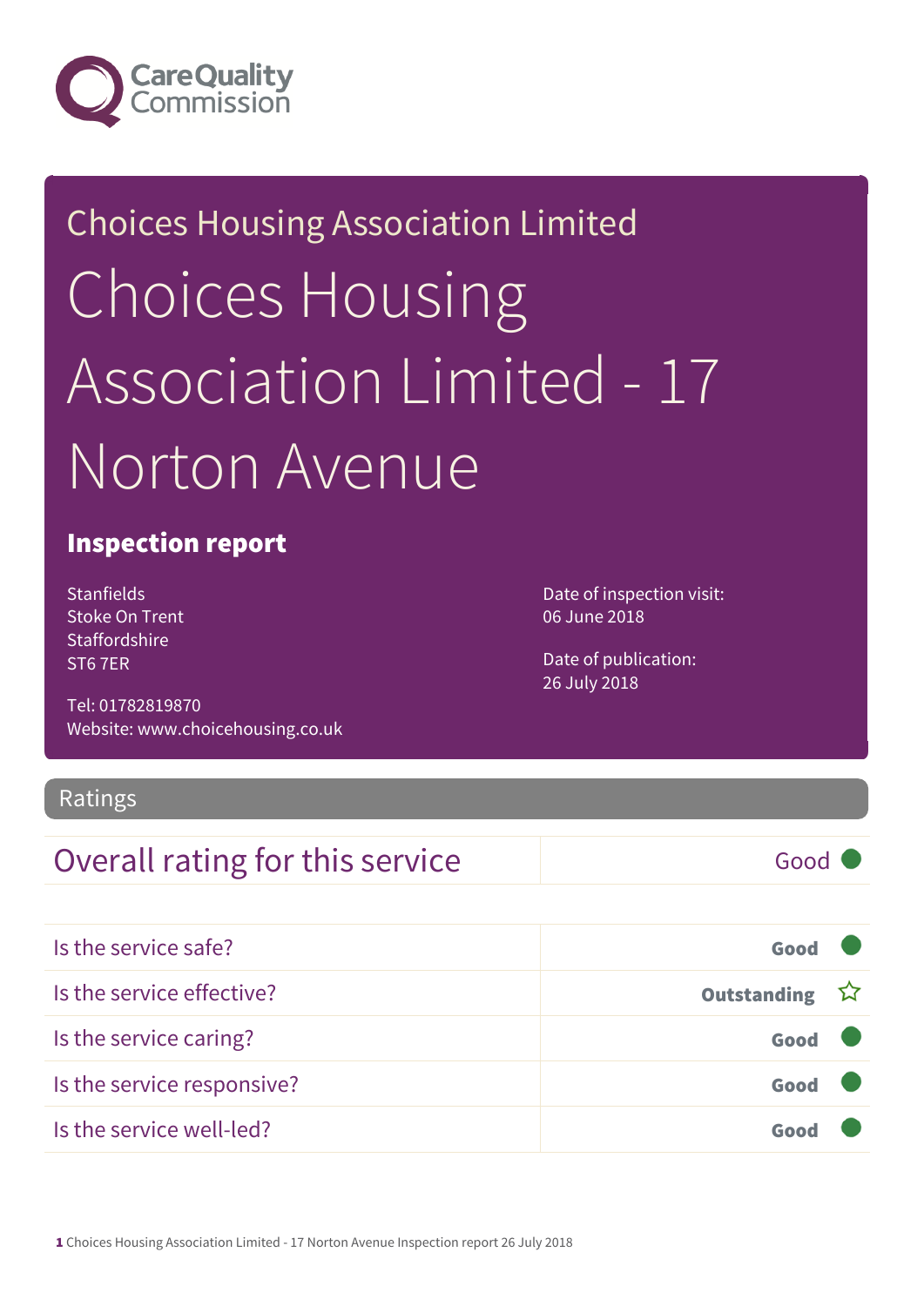Choices Housing Association Limited

# Choices Housing Association Limited - 17 Norton Avenue

## Inspection report

Stanfields
Stoke On Trent
Staffordshire
ST6 7ER

Tel: 01782819870
Website: www.choicehousing.co.uk

Date of inspection visit:
06 June 2018

Date of publication:
26 July 2018

## Ratings

| Overall rating for this service | Good |
|---|---|

| | |
|---|---|
| Is the service safe? | Good |
| Is the service effective? | Outstanding ☆ |
| Is the service caring? | Good |
| Is the service responsive? | Good |
| Is the service well-led? | Good |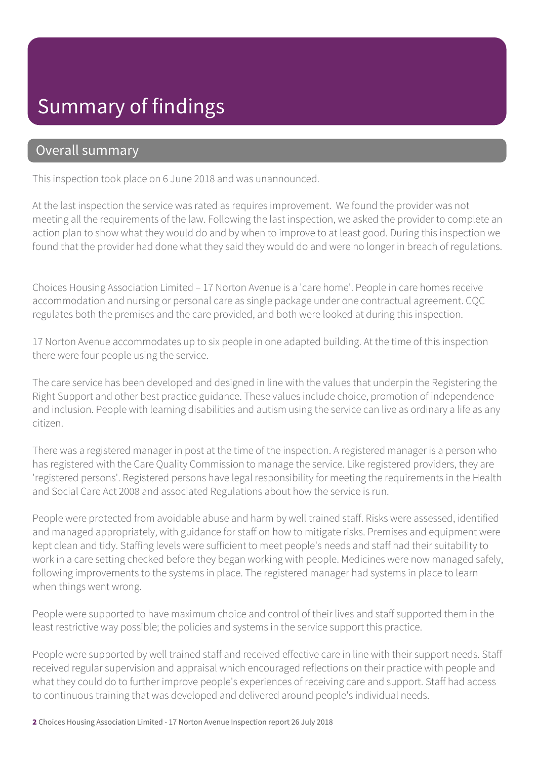# Summary of findings

## Overall summary

This inspection took place on 6 June 2018 and was unannounced.

At the last inspection the service was rated as requires improvement. We found the provider was not meeting all the requirements of the law. Following the last inspection, we asked the provider to complete an action plan to show what they would do and by when to improve to at least good. During this inspection we found that the provider had done what they said they would do and were no longer in breach of regulations.

Choices Housing Association Limited – 17 Norton Avenue is a 'care home'. People in care homes receive accommodation and nursing or personal care as single package under one contractual agreement. CQC regulates both the premises and the care provided, and both were looked at during this inspection.

17 Norton Avenue accommodates up to six people in one adapted building. At the time of this inspection there were four people using the service.

The care service has been developed and designed in line with the values that underpin the Registering the Right Support and other best practice guidance. These values include choice, promotion of independence and inclusion. People with learning disabilities and autism using the service can live as ordinary a life as any citizen.

There was a registered manager in post at the time of the inspection. A registered manager is a person who has registered with the Care Quality Commission to manage the service. Like registered providers, they are 'registered persons'. Registered persons have legal responsibility for meeting the requirements in the Health and Social Care Act 2008 and associated Regulations about how the service is run.

People were protected from avoidable abuse and harm by well trained staff. Risks were assessed, identified and managed appropriately, with guidance for staff on how to mitigate risks. Premises and equipment were kept clean and tidy. Staffing levels were sufficient to meet people's needs and staff had their suitability to work in a care setting checked before they began working with people. Medicines were now managed safely, following improvements to the systems in place. The registered manager had systems in place to learn when things went wrong.

People were supported to have maximum choice and control of their lives and staff supported them in the least restrictive way possible; the policies and systems in the service support this practice.

People were supported by well trained staff and received effective care in line with their support needs. Staff received regular supervision and appraisal which encouraged reflections on their practice with people and what they could do to further improve people's experiences of receiving care and support. Staff had access to continuous training that was developed and delivered around people's individual needs.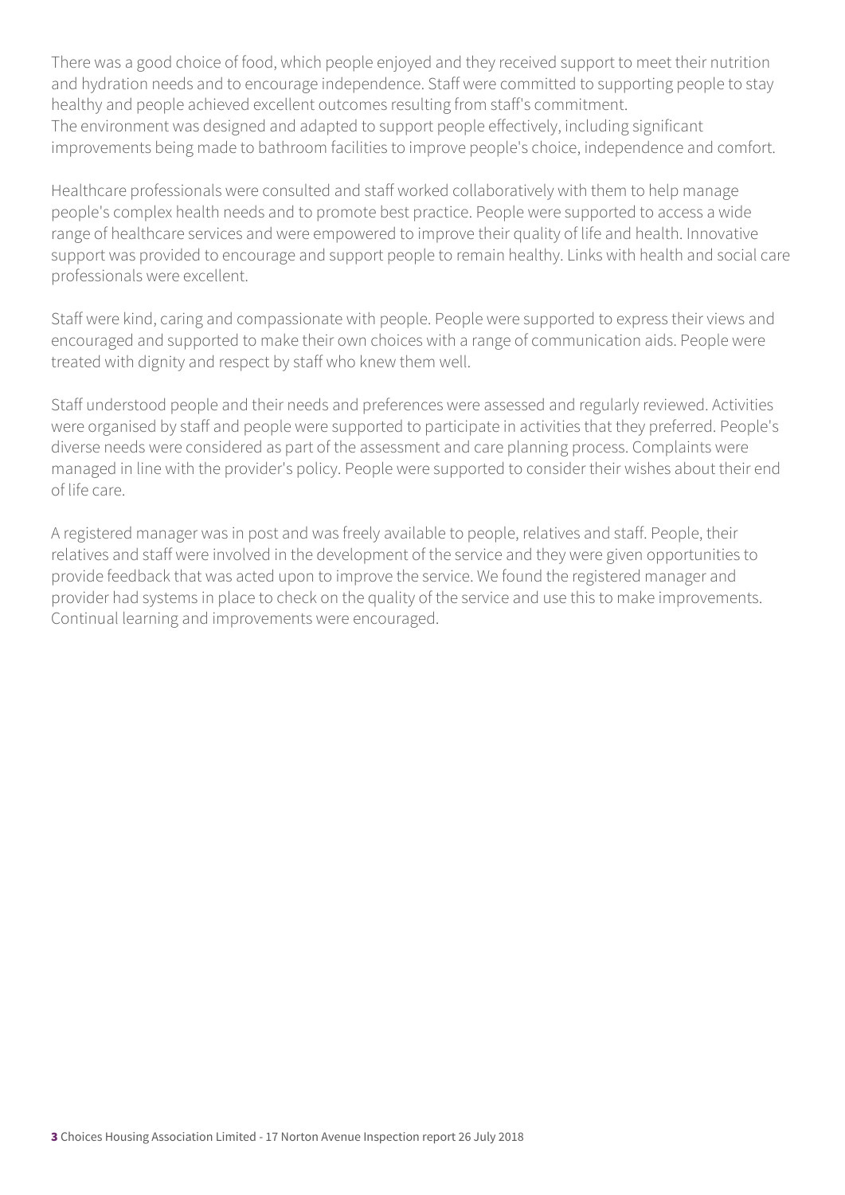There was a good choice of food, which people enjoyed and they received support to meet their nutrition and hydration needs and to encourage independence. Staff were committed to supporting people to stay healthy and people achieved excellent outcomes resulting from staff's commitment.
The environment was designed and adapted to support people effectively, including significant improvements being made to bathroom facilities to improve people's choice, independence and comfort.

Healthcare professionals were consulted and staff worked collaboratively with them to help manage people's complex health needs and to promote best practice. People were supported to access a wide range of healthcare services and were empowered to improve their quality of life and health. Innovative support was provided to encourage and support people to remain healthy. Links with health and social care professionals were excellent.

Staff were kind, caring and compassionate with people. People were supported to express their views and encouraged and supported to make their own choices with a range of communication aids. People were treated with dignity and respect by staff who knew them well.

Staff understood people and their needs and preferences were assessed and regularly reviewed. Activities were organised by staff and people were supported to participate in activities that they preferred. People's diverse needs were considered as part of the assessment and care planning process. Complaints were managed in line with the provider's policy. People were supported to consider their wishes about their end of life care.

A registered manager was in post and was freely available to people, relatives and staff. People, their relatives and staff were involved in the development of the service and they were given opportunities to provide feedback that was acted upon to improve the service. We found the registered manager and provider had systems in place to check on the quality of the service and use this to make improvements. Continual learning and improvements were encouraged.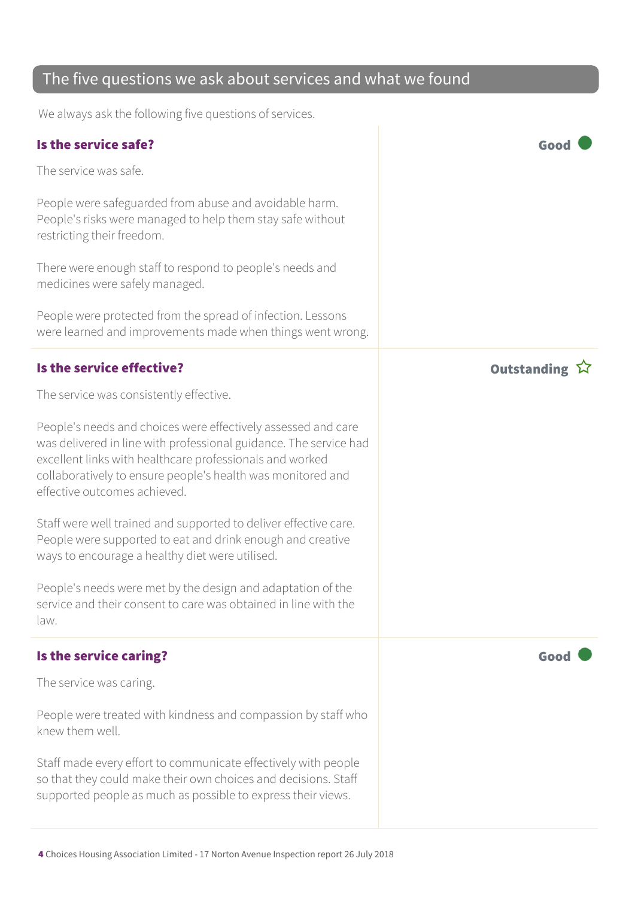## The five questions we ask about services and what we found

We always ask the following five questions of services.

### Is the service safe?

**Good**

The service was safe.

People were safeguarded from abuse and avoidable harm. People's risks were managed to help them stay safe without restricting their freedom.

There were enough staff to respond to people's needs and medicines were safely managed.

People were protected from the spread of infection. Lessons were learned and improvements made when things went wrong.

### Is the service effective?

**Outstanding** ☆

The service was consistently effective.

People's needs and choices were effectively assessed and care was delivered in line with professional guidance. The service had excellent links with healthcare professionals and worked collaboratively to ensure people's health was monitored and effective outcomes achieved.

Staff were well trained and supported to deliver effective care. People were supported to eat and drink enough and creative ways to encourage a healthy diet were utilised.

People's needs were met by the design and adaptation of the service and their consent to care was obtained in line with the law.

### Is the service caring?

**Good**

The service was caring.

People were treated with kindness and compassion by staff who knew them well.

Staff made every effort to communicate effectively with people so that they could make their own choices and decisions. Staff supported people as much as possible to express their views.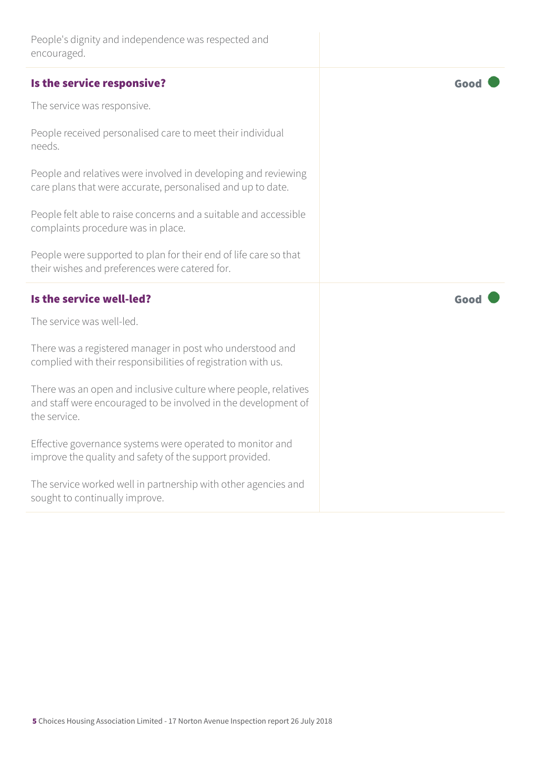People's dignity and independence was respected and encouraged.

### Is the service responsive?

**Good**

The service was responsive.

People received personalised care to meet their individual needs.

People and relatives were involved in developing and reviewing care plans that were accurate, personalised and up to date.

People felt able to raise concerns and a suitable and accessible complaints procedure was in place.

People were supported to plan for their end of life care so that their wishes and preferences were catered for.

### Is the service well-led?

**Good**

The service was well-led.

There was a registered manager in post who understood and complied with their responsibilities of registration with us.

There was an open and inclusive culture where people, relatives and staff were encouraged to be involved in the development of the service.

Effective governance systems were operated to monitor and improve the quality and safety of the support provided.

The service worked well in partnership with other agencies and sought to continually improve.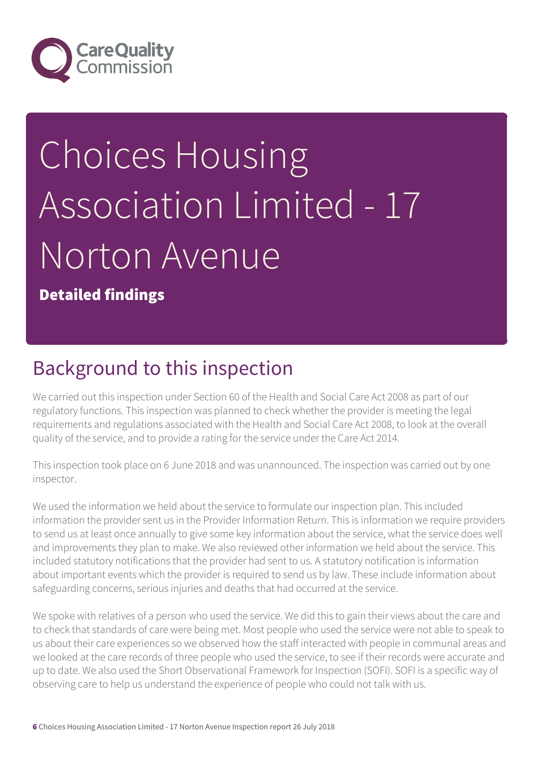# Choices Housing Association Limited - 17 Norton Avenue

**Detailed findings**

## Background to this inspection

We carried out this inspection under Section 60 of the Health and Social Care Act 2008 as part of our regulatory functions. This inspection was planned to check whether the provider is meeting the legal requirements and regulations associated with the Health and Social Care Act 2008, to look at the overall quality of the service, and to provide a rating for the service under the Care Act 2014.

This inspection took place on 6 June 2018 and was unannounced. The inspection was carried out by one inspector.

We used the information we held about the service to formulate our inspection plan. This included information the provider sent us in the Provider Information Return. This is information we require providers to send us at least once annually to give some key information about the service, what the service does well and improvements they plan to make. We also reviewed other information we held about the service. This included statutory notifications that the provider had sent to us. A statutory notification is information about important events which the provider is required to send us by law. These include information about safeguarding concerns, serious injuries and deaths that had occurred at the service.

We spoke with relatives of a person who used the service. We did this to gain their views about the care and to check that standards of care were being met. Most people who used the service were not able to speak to us about their care experiences so we observed how the staff interacted with people in communal areas and we looked at the care records of three people who used the service, to see if their records were accurate and up to date. We also used the Short Observational Framework for Inspection (SOFI). SOFI is a specific way of observing care to help us understand the experience of people who could not talk with us.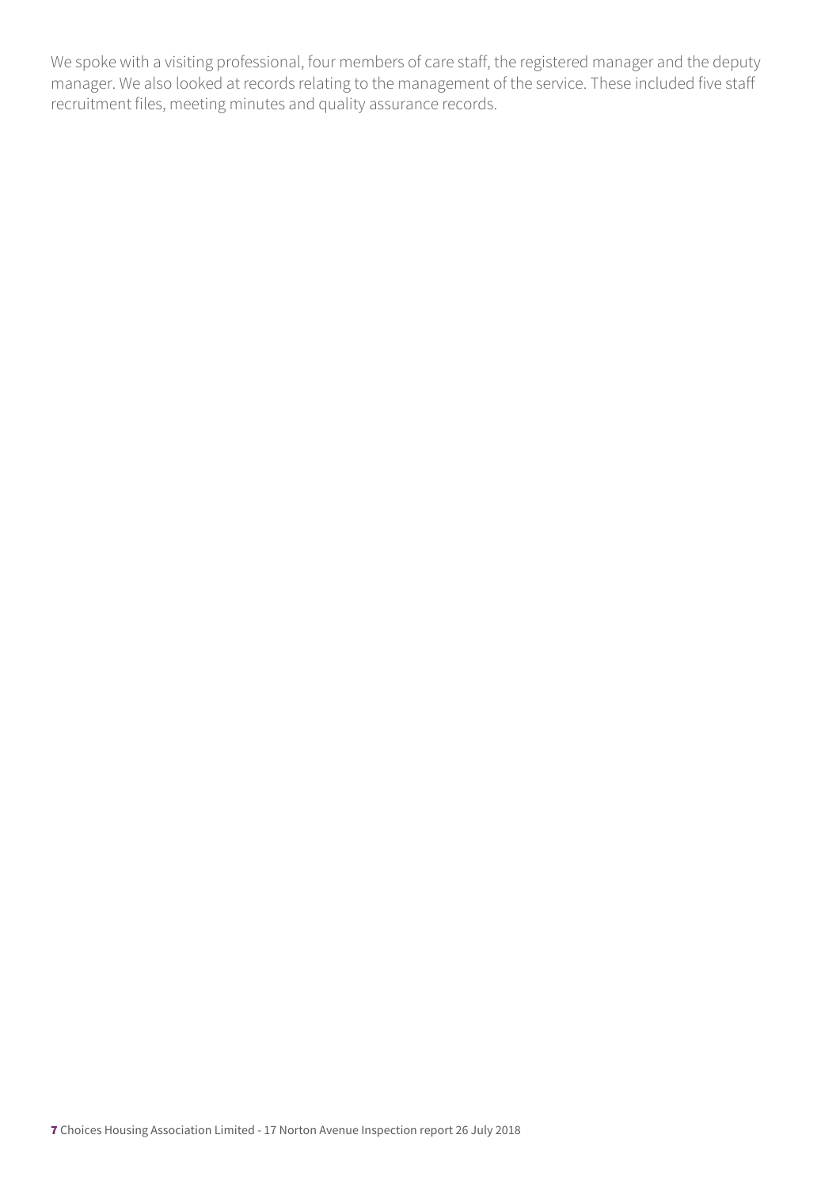We spoke with a visiting professional, four members of care staff, the registered manager and the deputy manager. We also looked at records relating to the management of the service. These included five staff recruitment files, meeting minutes and quality assurance records.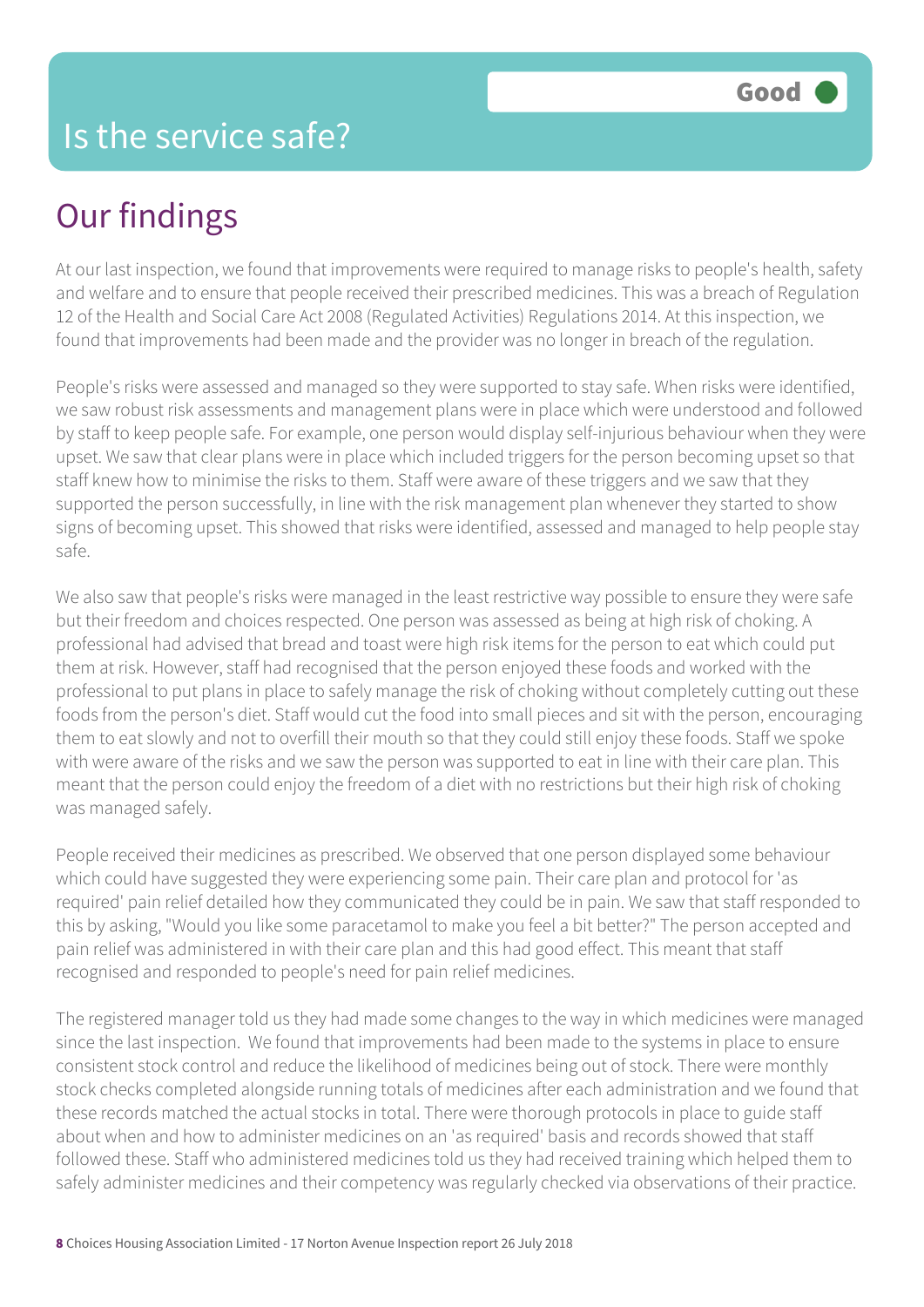# Is the service safe?

**Good**

## Our findings

At our last inspection, we found that improvements were required to manage risks to people's health, safety and welfare and to ensure that people received their prescribed medicines. This was a breach of Regulation 12 of the Health and Social Care Act 2008 (Regulated Activities) Regulations 2014. At this inspection, we found that improvements had been made and the provider was no longer in breach of the regulation.

People's risks were assessed and managed so they were supported to stay safe. When risks were identified, we saw robust risk assessments and management plans were in place which were understood and followed by staff to keep people safe. For example, one person would display self-injurious behaviour when they were upset. We saw that clear plans were in place which included triggers for the person becoming upset so that staff knew how to minimise the risks to them. Staff were aware of these triggers and we saw that they supported the person successfully, in line with the risk management plan whenever they started to show signs of becoming upset. This showed that risks were identified, assessed and managed to help people stay safe.

We also saw that people's risks were managed in the least restrictive way possible to ensure they were safe but their freedom and choices respected. One person was assessed as being at high risk of choking. A professional had advised that bread and toast were high risk items for the person to eat which could put them at risk. However, staff had recognised that the person enjoyed these foods and worked with the professional to put plans in place to safely manage the risk of choking without completely cutting out these foods from the person's diet. Staff would cut the food into small pieces and sit with the person, encouraging them to eat slowly and not to overfill their mouth so that they could still enjoy these foods. Staff we spoke with were aware of the risks and we saw the person was supported to eat in line with their care plan. This meant that the person could enjoy the freedom of a diet with no restrictions but their high risk of choking was managed safely.

People received their medicines as prescribed. We observed that one person displayed some behaviour which could have suggested they were experiencing some pain. Their care plan and protocol for 'as required' pain relief detailed how they communicated they could be in pain. We saw that staff responded to this by asking, "Would you like some paracetamol to make you feel a bit better?" The person accepted and pain relief was administered in with their care plan and this had good effect. This meant that staff recognised and responded to people's need for pain relief medicines.

The registered manager told us they had made some changes to the way in which medicines were managed since the last inspection. We found that improvements had been made to the systems in place to ensure consistent stock control and reduce the likelihood of medicines being out of stock. There were monthly stock checks completed alongside running totals of medicines after each administration and we found that these records matched the actual stocks in total. There were thorough protocols in place to guide staff about when and how to administer medicines on an 'as required' basis and records showed that staff followed these. Staff who administered medicines told us they had received training which helped them to safely administer medicines and their competency was regularly checked via observations of their practice.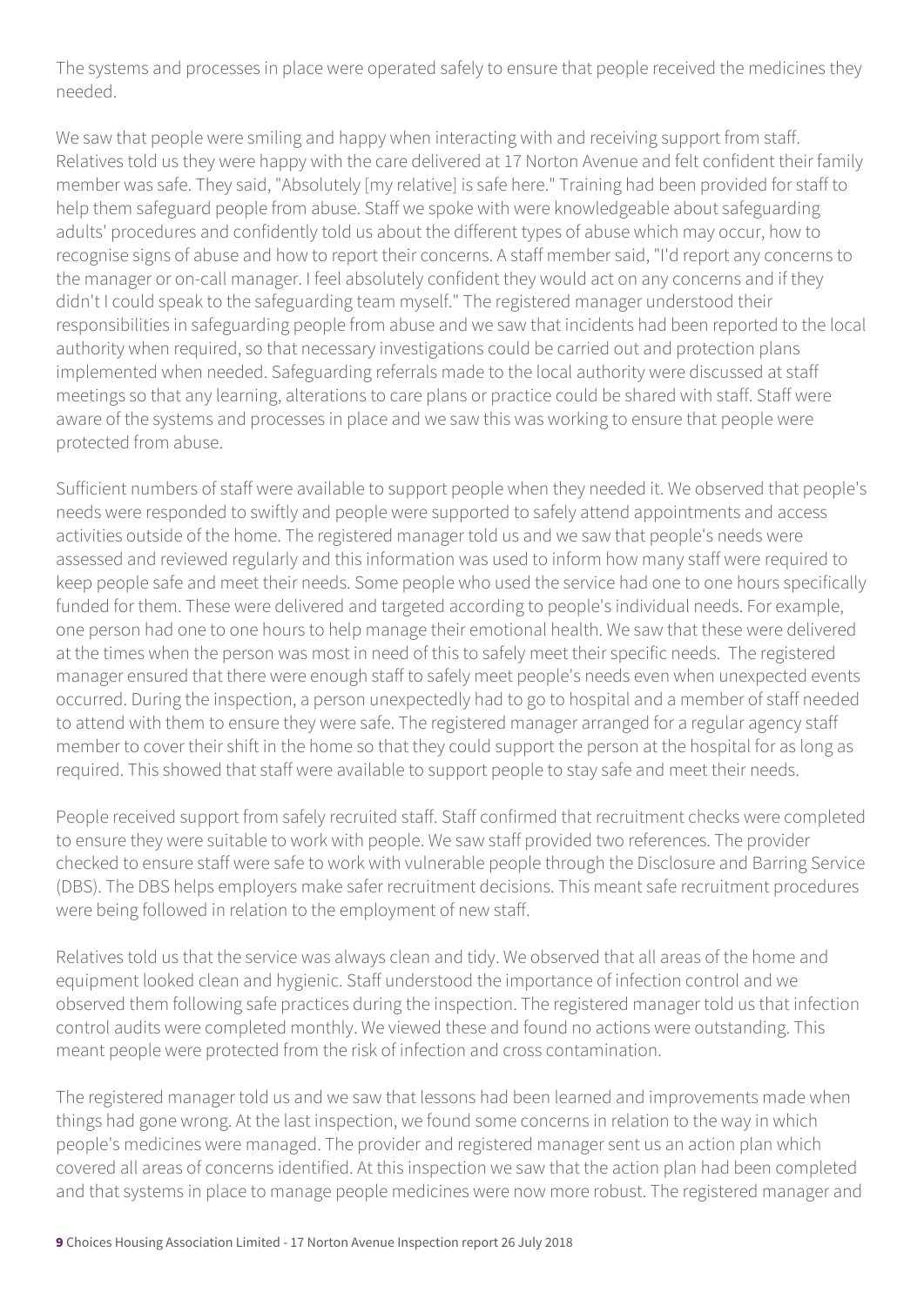The systems and processes in place were operated safely to ensure that people received the medicines they needed.

We saw that people were smiling and happy when interacting with and receiving support from staff. Relatives told us they were happy with the care delivered at 17 Norton Avenue and felt confident their family member was safe. They said, "Absolutely [my relative] is safe here." Training had been provided for staff to help them safeguard people from abuse. Staff we spoke with were knowledgeable about safeguarding adults' procedures and confidently told us about the different types of abuse which may occur, how to recognise signs of abuse and how to report their concerns. A staff member said, "I'd report any concerns to the manager or on-call manager. I feel absolutely confident they would act on any concerns and if they didn't I could speak to the safeguarding team myself." The registered manager understood their responsibilities in safeguarding people from abuse and we saw that incidents had been reported to the local authority when required, so that necessary investigations could be carried out and protection plans implemented when needed. Safeguarding referrals made to the local authority were discussed at staff meetings so that any learning, alterations to care plans or practice could be shared with staff. Staff were aware of the systems and processes in place and we saw this was working to ensure that people were protected from abuse.

Sufficient numbers of staff were available to support people when they needed it. We observed that people's needs were responded to swiftly and people were supported to safely attend appointments and access activities outside of the home. The registered manager told us and we saw that people's needs were assessed and reviewed regularly and this information was used to inform how many staff were required to keep people safe and meet their needs. Some people who used the service had one to one hours specifically funded for them. These were delivered and targeted according to people's individual needs. For example, one person had one to one hours to help manage their emotional health. We saw that these were delivered at the times when the person was most in need of this to safely meet their specific needs. The registered manager ensured that there were enough staff to safely meet people's needs even when unexpected events occurred. During the inspection, a person unexpectedly had to go to hospital and a member of staff needed to attend with them to ensure they were safe. The registered manager arranged for a regular agency staff member to cover their shift in the home so that they could support the person at the hospital for as long as required. This showed that staff were available to support people to stay safe and meet their needs.

People received support from safely recruited staff. Staff confirmed that recruitment checks were completed to ensure they were suitable to work with people. We saw staff provided two references. The provider checked to ensure staff were safe to work with vulnerable people through the Disclosure and Barring Service (DBS). The DBS helps employers make safer recruitment decisions. This meant safe recruitment procedures were being followed in relation to the employment of new staff.

Relatives told us that the service was always clean and tidy. We observed that all areas of the home and equipment looked clean and hygienic. Staff understood the importance of infection control and we observed them following safe practices during the inspection. The registered manager told us that infection control audits were completed monthly. We viewed these and found no actions were outstanding. This meant people were protected from the risk of infection and cross contamination.

The registered manager told us and we saw that lessons had been learned and improvements made when things had gone wrong. At the last inspection, we found some concerns in relation to the way in which people's medicines were managed. The provider and registered manager sent us an action plan which covered all areas of concerns identified. At this inspection we saw that the action plan had been completed and that systems in place to manage people medicines were now more robust. The registered manager and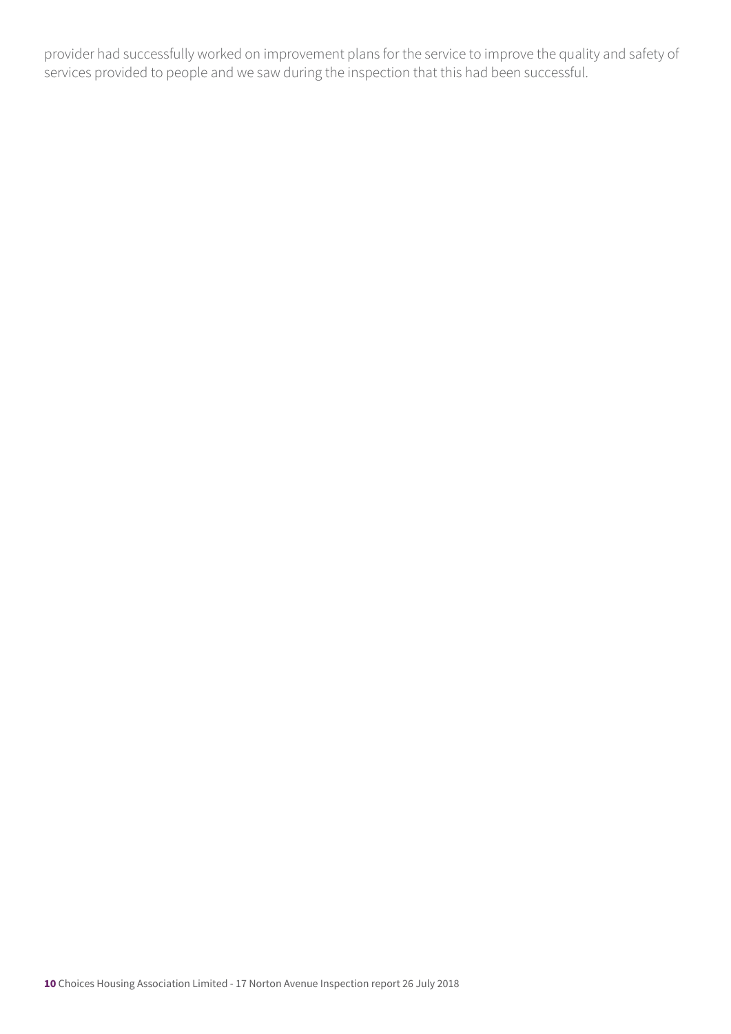provider had successfully worked on improvement plans for the service to improve the quality and safety of services provided to people and we saw during the inspection that this had been successful.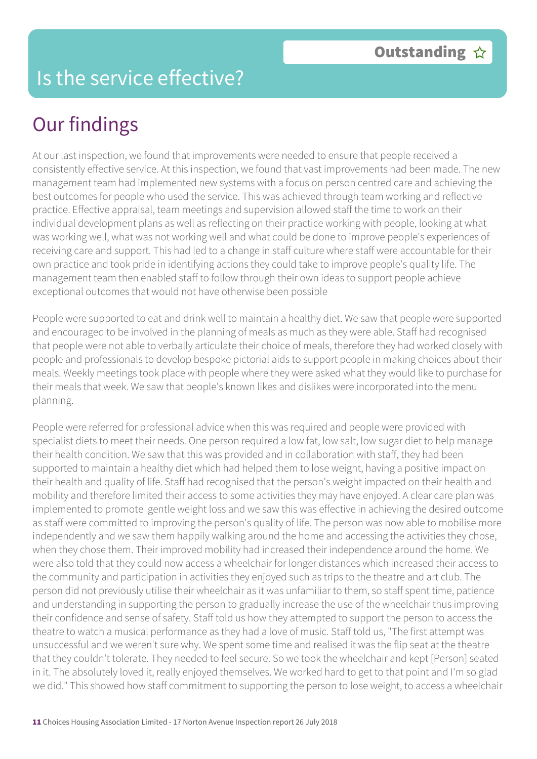# Is the service effective?

**Outstanding ☆**

## Our findings

At our last inspection, we found that improvements were needed to ensure that people received a consistently effective service. At this inspection, we found that vast improvements had been made. The new management team had implemented new systems with a focus on person centred care and achieving the best outcomes for people who used the service. This was achieved through team working and reflective practice. Effective appraisal, team meetings and supervision allowed staff the time to work on their individual development plans as well as reflecting on their practice working with people, looking at what was working well, what was not working well and what could be done to improve people's experiences of receiving care and support. This had led to a change in staff culture where staff were accountable for their own practice and took pride in identifying actions they could take to improve people's quality life. The management team then enabled staff to follow through their own ideas to support people achieve exceptional outcomes that would not have otherwise been possible

People were supported to eat and drink well to maintain a healthy diet. We saw that people were supported and encouraged to be involved in the planning of meals as much as they were able. Staff had recognised that people were not able to verbally articulate their choice of meals, therefore they had worked closely with people and professionals to develop bespoke pictorial aids to support people in making choices about their meals. Weekly meetings took place with people where they were asked what they would like to purchase for their meals that week. We saw that people's known likes and dislikes were incorporated into the menu planning.

People were referred for professional advice when this was required and people were provided with specialist diets to meet their needs. One person required a low fat, low salt, low sugar diet to help manage their health condition. We saw that this was provided and in collaboration with staff, they had been supported to maintain a healthy diet which had helped them to lose weight, having a positive impact on their health and quality of life. Staff had recognised that the person's weight impacted on their health and mobility and therefore limited their access to some activities they may have enjoyed. A clear care plan was implemented to promote gentle weight loss and we saw this was effective in achieving the desired outcome as staff were committed to improving the person's quality of life. The person was now able to mobilise more independently and we saw them happily walking around the home and accessing the activities they chose, when they chose them. Their improved mobility had increased their independence around the home. We were also told that they could now access a wheelchair for longer distances which increased their access to the community and participation in activities they enjoyed such as trips to the theatre and art club. The person did not previously utilise their wheelchair as it was unfamiliar to them, so staff spent time, patience and understanding in supporting the person to gradually increase the use of the wheelchair thus improving their confidence and sense of safety. Staff told us how they attempted to support the person to access the theatre to watch a musical performance as they had a love of music. Staff told us, "The first attempt was unsuccessful and we weren't sure why. We spent some time and realised it was the flip seat at the theatre that they couldn't tolerate. They needed to feel secure. So we took the wheelchair and kept [Person] seated in it. The absolutely loved it, really enjoyed themselves. We worked hard to get to that point and I'm so glad we did." This showed how staff commitment to supporting the person to lose weight, to access a wheelchair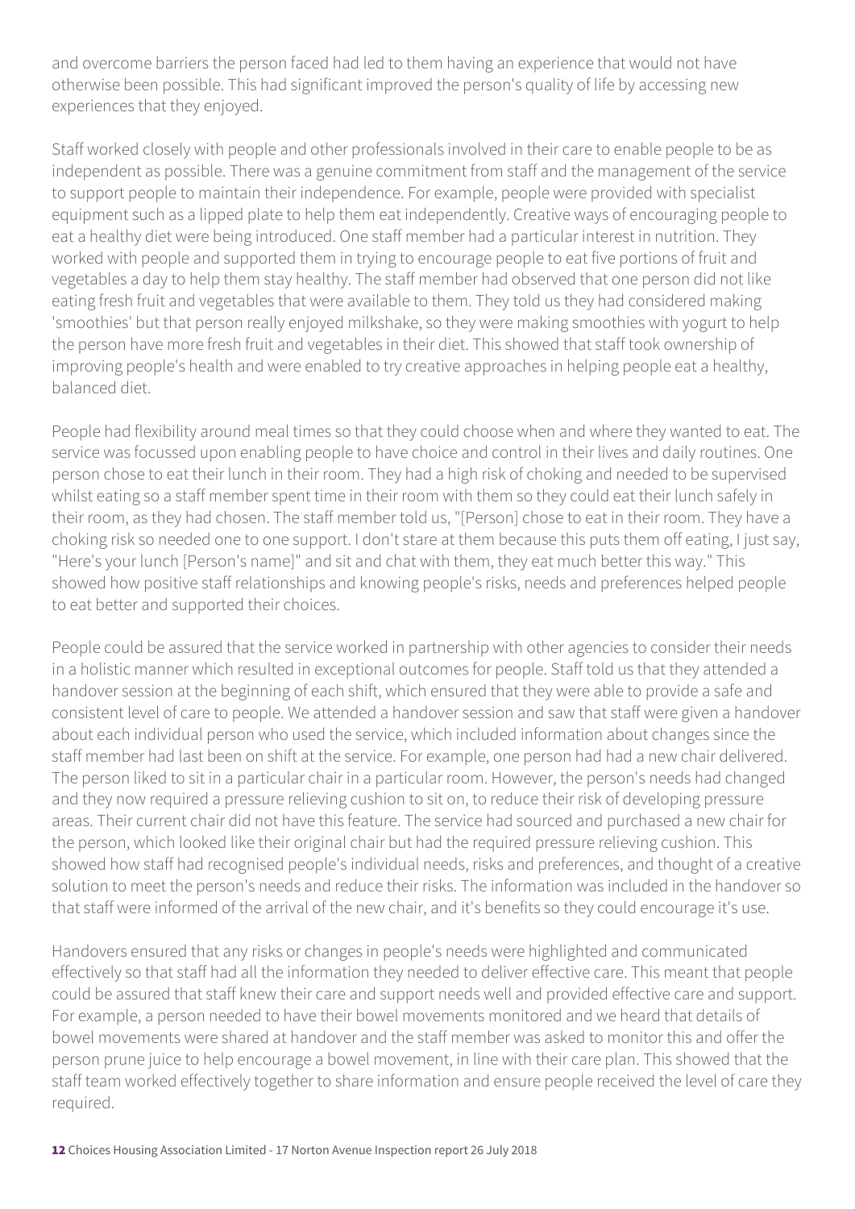and overcome barriers the person faced had led to them having an experience that would not have otherwise been possible. This had significant improved the person's quality of life by accessing new experiences that they enjoyed.

Staff worked closely with people and other professionals involved in their care to enable people to be as independent as possible. There was a genuine commitment from staff and the management of the service to support people to maintain their independence. For example, people were provided with specialist equipment such as a lipped plate to help them eat independently. Creative ways of encouraging people to eat a healthy diet were being introduced. One staff member had a particular interest in nutrition. They worked with people and supported them in trying to encourage people to eat five portions of fruit and vegetables a day to help them stay healthy. The staff member had observed that one person did not like eating fresh fruit and vegetables that were available to them. They told us they had considered making 'smoothies' but that person really enjoyed milkshake, so they were making smoothies with yogurt to help the person have more fresh fruit and vegetables in their diet. This showed that staff took ownership of improving people's health and were enabled to try creative approaches in helping people eat a healthy, balanced diet.

People had flexibility around meal times so that they could choose when and where they wanted to eat. The service was focussed upon enabling people to have choice and control in their lives and daily routines. One person chose to eat their lunch in their room. They had a high risk of choking and needed to be supervised whilst eating so a staff member spent time in their room with them so they could eat their lunch safely in their room, as they had chosen. The staff member told us, "[Person] chose to eat in their room. They have a choking risk so needed one to one support. I don't stare at them because this puts them off eating, I just say, "Here's your lunch [Person's name]" and sit and chat with them, they eat much better this way." This showed how positive staff relationships and knowing people's risks, needs and preferences helped people to eat better and supported their choices.

People could be assured that the service worked in partnership with other agencies to consider their needs in a holistic manner which resulted in exceptional outcomes for people. Staff told us that they attended a handover session at the beginning of each shift, which ensured that they were able to provide a safe and consistent level of care to people. We attended a handover session and saw that staff were given a handover about each individual person who used the service, which included information about changes since the staff member had last been on shift at the service. For example, one person had had a new chair delivered. The person liked to sit in a particular chair in a particular room. However, the person's needs had changed and they now required a pressure relieving cushion to sit on, to reduce their risk of developing pressure areas. Their current chair did not have this feature. The service had sourced and purchased a new chair for the person, which looked like their original chair but had the required pressure relieving cushion. This showed how staff had recognised people's individual needs, risks and preferences, and thought of a creative solution to meet the person's needs and reduce their risks. The information was included in the handover so that staff were informed of the arrival of the new chair, and it's benefits so they could encourage it's use.

Handovers ensured that any risks or changes in people's needs were highlighted and communicated effectively so that staff had all the information they needed to deliver effective care. This meant that people could be assured that staff knew their care and support needs well and provided effective care and support. For example, a person needed to have their bowel movements monitored and we heard that details of bowel movements were shared at handover and the staff member was asked to monitor this and offer the person prune juice to help encourage a bowel movement, in line with their care plan. This showed that the staff team worked effectively together to share information and ensure people received the level of care they required.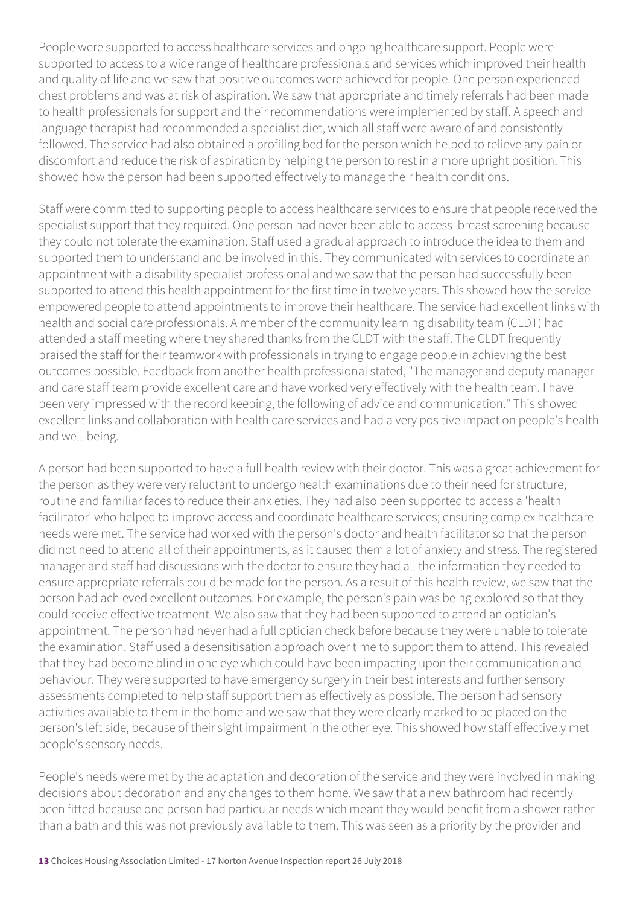People were supported to access healthcare services and ongoing healthcare support. People were supported to access to a wide range of healthcare professionals and services which improved their health and quality of life and we saw that positive outcomes were achieved for people. One person experienced chest problems and was at risk of aspiration. We saw that appropriate and timely referrals had been made to health professionals for support and their recommendations were implemented by staff. A speech and language therapist had recommended a specialist diet, which all staff were aware of and consistently followed. The service had also obtained a profiling bed for the person which helped to relieve any pain or discomfort and reduce the risk of aspiration by helping the person to rest in a more upright position. This showed how the person had been supported effectively to manage their health conditions.

Staff were committed to supporting people to access healthcare services to ensure that people received the specialist support that they required. One person had never been able to access breast screening because they could not tolerate the examination. Staff used a gradual approach to introduce the idea to them and supported them to understand and be involved in this. They communicated with services to coordinate an appointment with a disability specialist professional and we saw that the person had successfully been supported to attend this health appointment for the first time in twelve years. This showed how the service empowered people to attend appointments to improve their healthcare. The service had excellent links with health and social care professionals. A member of the community learning disability team (CLDT) had attended a staff meeting where they shared thanks from the CLDT with the staff. The CLDT frequently praised the staff for their teamwork with professionals in trying to engage people in achieving the best outcomes possible. Feedback from another health professional stated, "The manager and deputy manager and care staff team provide excellent care and have worked very effectively with the health team. I have been very impressed with the record keeping, the following of advice and communication." This showed excellent links and collaboration with health care services and had a very positive impact on people's health and well-being.

A person had been supported to have a full health review with their doctor. This was a great achievement for the person as they were very reluctant to undergo health examinations due to their need for structure, routine and familiar faces to reduce their anxieties. They had also been supported to access a 'health facilitator' who helped to improve access and coordinate healthcare services; ensuring complex healthcare needs were met. The service had worked with the person's doctor and health facilitator so that the person did not need to attend all of their appointments, as it caused them a lot of anxiety and stress. The registered manager and staff had discussions with the doctor to ensure they had all the information they needed to ensure appropriate referrals could be made for the person. As a result of this health review, we saw that the person had achieved excellent outcomes. For example, the person's pain was being explored so that they could receive effective treatment. We also saw that they had been supported to attend an optician's appointment. The person had never had a full optician check before because they were unable to tolerate the examination. Staff used a desensitisation approach over time to support them to attend. This revealed that they had become blind in one eye which could have been impacting upon their communication and behaviour. They were supported to have emergency surgery in their best interests and further sensory assessments completed to help staff support them as effectively as possible. The person had sensory activities available to them in the home and we saw that they were clearly marked to be placed on the person's left side, because of their sight impairment in the other eye. This showed how staff effectively met people's sensory needs.

People's needs were met by the adaptation and decoration of the service and they were involved in making decisions about decoration and any changes to them home. We saw that a new bathroom had recently been fitted because one person had particular needs which meant they would benefit from a shower rather than a bath and this was not previously available to them. This was seen as a priority by the provider and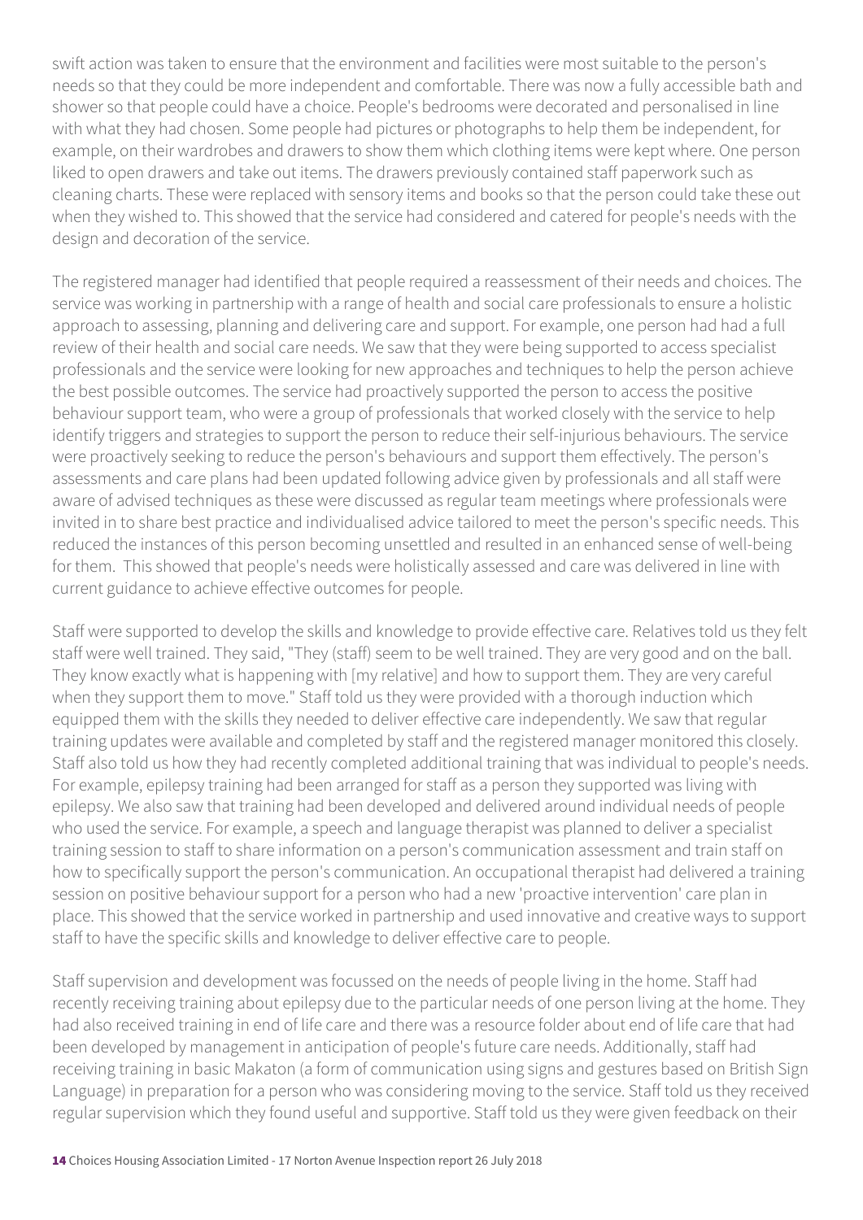swift action was taken to ensure that the environment and facilities were most suitable to the person's needs so that they could be more independent and comfortable. There was now a fully accessible bath and shower so that people could have a choice. People's bedrooms were decorated and personalised in line with what they had chosen. Some people had pictures or photographs to help them be independent, for example, on their wardrobes and drawers to show them which clothing items were kept where. One person liked to open drawers and take out items. The drawers previously contained staff paperwork such as cleaning charts. These were replaced with sensory items and books so that the person could take these out when they wished to. This showed that the service had considered and catered for people's needs with the design and decoration of the service.

The registered manager had identified that people required a reassessment of their needs and choices. The service was working in partnership with a range of health and social care professionals to ensure a holistic approach to assessing, planning and delivering care and support. For example, one person had had a full review of their health and social care needs. We saw that they were being supported to access specialist professionals and the service were looking for new approaches and techniques to help the person achieve the best possible outcomes. The service had proactively supported the person to access the positive behaviour support team, who were a group of professionals that worked closely with the service to help identify triggers and strategies to support the person to reduce their self-injurious behaviours. The service were proactively seeking to reduce the person's behaviours and support them effectively. The person's assessments and care plans had been updated following advice given by professionals and all staff were aware of advised techniques as these were discussed as regular team meetings where professionals were invited in to share best practice and individualised advice tailored to meet the person's specific needs. This reduced the instances of this person becoming unsettled and resulted in an enhanced sense of well-being for them. This showed that people's needs were holistically assessed and care was delivered in line with current guidance to achieve effective outcomes for people.

Staff were supported to develop the skills and knowledge to provide effective care. Relatives told us they felt staff were well trained. They said, "They (staff) seem to be well trained. They are very good and on the ball. They know exactly what is happening with [my relative] and how to support them. They are very careful when they support them to move." Staff told us they were provided with a thorough induction which equipped them with the skills they needed to deliver effective care independently. We saw that regular training updates were available and completed by staff and the registered manager monitored this closely. Staff also told us how they had recently completed additional training that was individual to people's needs. For example, epilepsy training had been arranged for staff as a person they supported was living with epilepsy. We also saw that training had been developed and delivered around individual needs of people who used the service. For example, a speech and language therapist was planned to deliver a specialist training session to staff to share information on a person's communication assessment and train staff on how to specifically support the person's communication. An occupational therapist had delivered a training session on positive behaviour support for a person who had a new 'proactive intervention' care plan in place. This showed that the service worked in partnership and used innovative and creative ways to support staff to have the specific skills and knowledge to deliver effective care to people.

Staff supervision and development was focussed on the needs of people living in the home. Staff had recently receiving training about epilepsy due to the particular needs of one person living at the home. They had also received training in end of life care and there was a resource folder about end of life care that had been developed by management in anticipation of people's future care needs. Additionally, staff had receiving training in basic Makaton (a form of communication using signs and gestures based on British Sign Language) in preparation for a person who was considering moving to the service. Staff told us they received regular supervision which they found useful and supportive. Staff told us they were given feedback on their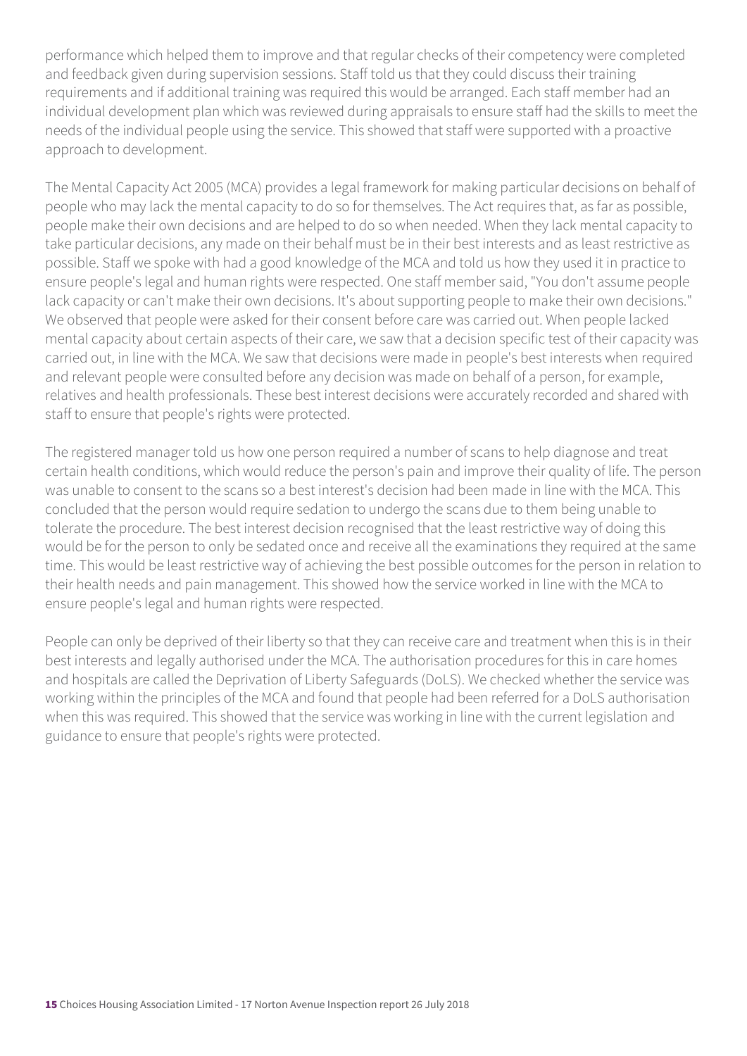performance which helped them to improve and that regular checks of their competency were completed and feedback given during supervision sessions. Staff told us that they could discuss their training requirements and if additional training was required this would be arranged. Each staff member had an individual development plan which was reviewed during appraisals to ensure staff had the skills to meet the needs of the individual people using the service. This showed that staff were supported with a proactive approach to development.

The Mental Capacity Act 2005 (MCA) provides a legal framework for making particular decisions on behalf of people who may lack the mental capacity to do so for themselves. The Act requires that, as far as possible, people make their own decisions and are helped to do so when needed. When they lack mental capacity to take particular decisions, any made on their behalf must be in their best interests and as least restrictive as possible. Staff we spoke with had a good knowledge of the MCA and told us how they used it in practice to ensure people's legal and human rights were respected. One staff member said, "You don't assume people lack capacity or can't make their own decisions. It's about supporting people to make their own decisions." We observed that people were asked for their consent before care was carried out. When people lacked mental capacity about certain aspects of their care, we saw that a decision specific test of their capacity was carried out, in line with the MCA. We saw that decisions were made in people's best interests when required and relevant people were consulted before any decision was made on behalf of a person, for example, relatives and health professionals. These best interest decisions were accurately recorded and shared with staff to ensure that people's rights were protected.

The registered manager told us how one person required a number of scans to help diagnose and treat certain health conditions, which would reduce the person's pain and improve their quality of life. The person was unable to consent to the scans so a best interest's decision had been made in line with the MCA. This concluded that the person would require sedation to undergo the scans due to them being unable to tolerate the procedure. The best interest decision recognised that the least restrictive way of doing this would be for the person to only be sedated once and receive all the examinations they required at the same time. This would be least restrictive way of achieving the best possible outcomes for the person in relation to their health needs and pain management. This showed how the service worked in line with the MCA to ensure people's legal and human rights were respected.

People can only be deprived of their liberty so that they can receive care and treatment when this is in their best interests and legally authorised under the MCA. The authorisation procedures for this in care homes and hospitals are called the Deprivation of Liberty Safeguards (DoLS). We checked whether the service was working within the principles of the MCA and found that people had been referred for a DoLS authorisation when this was required. This showed that the service was working in line with the current legislation and guidance to ensure that people's rights were protected.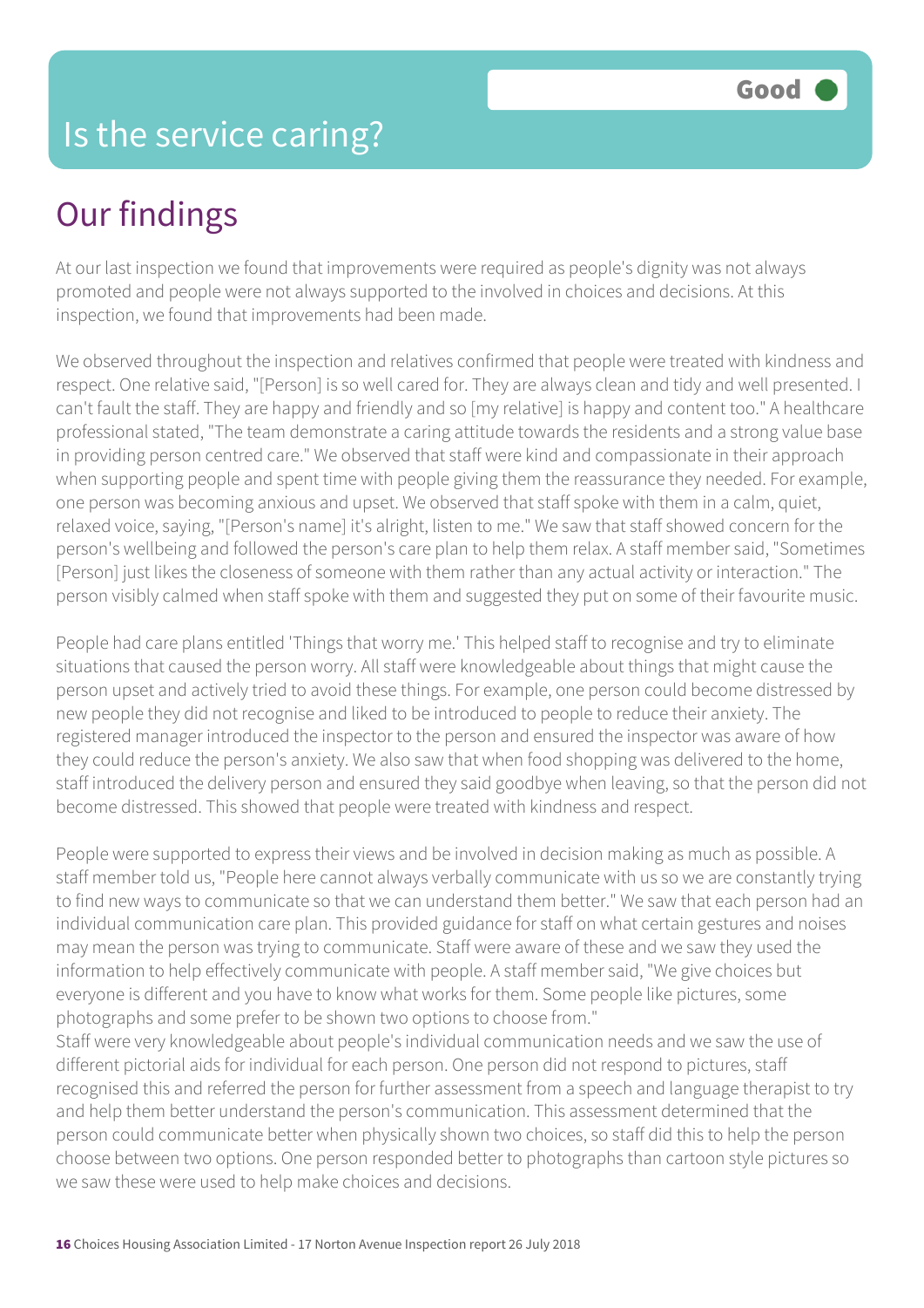# Is the service caring?

Good

## Our findings

At our last inspection we found that improvements were required as people's dignity was not always promoted and people were not always supported to the involved in choices and decisions. At this inspection, we found that improvements had been made.

We observed throughout the inspection and relatives confirmed that people were treated with kindness and respect. One relative said, "[Person] is so well cared for. They are always clean and tidy and well presented. I can't fault the staff. They are happy and friendly and so [my relative] is happy and content too." A healthcare professional stated, "The team demonstrate a caring attitude towards the residents and a strong value base in providing person centred care." We observed that staff were kind and compassionate in their approach when supporting people and spent time with people giving them the reassurance they needed. For example, one person was becoming anxious and upset. We observed that staff spoke with them in a calm, quiet, relaxed voice, saying, "[Person's name] it's alright, listen to me." We saw that staff showed concern for the person's wellbeing and followed the person's care plan to help them relax. A staff member said, "Sometimes [Person] just likes the closeness of someone with them rather than any actual activity or interaction." The person visibly calmed when staff spoke with them and suggested they put on some of their favourite music.

People had care plans entitled 'Things that worry me.' This helped staff to recognise and try to eliminate situations that caused the person worry. All staff were knowledgeable about things that might cause the person upset and actively tried to avoid these things. For example, one person could become distressed by new people they did not recognise and liked to be introduced to people to reduce their anxiety. The registered manager introduced the inspector to the person and ensured the inspector was aware of how they could reduce the person's anxiety. We also saw that when food shopping was delivered to the home, staff introduced the delivery person and ensured they said goodbye when leaving, so that the person did not become distressed. This showed that people were treated with kindness and respect.

People were supported to express their views and be involved in decision making as much as possible. A staff member told us, "People here cannot always verbally communicate with us so we are constantly trying to find new ways to communicate so that we can understand them better." We saw that each person had an individual communication care plan. This provided guidance for staff on what certain gestures and noises may mean the person was trying to communicate. Staff were aware of these and we saw they used the information to help effectively communicate with people. A staff member said, "We give choices but everyone is different and you have to know what works for them. Some people like pictures, some photographs and some prefer to be shown two options to choose from."

Staff were very knowledgeable about people's individual communication needs and we saw the use of different pictorial aids for individual for each person. One person did not respond to pictures, staff recognised this and referred the person for further assessment from a speech and language therapist to try and help them better understand the person's communication. This assessment determined that the person could communicate better when physically shown two choices, so staff did this to help the person choose between two options. One person responded better to photographs than cartoon style pictures so we saw these were used to help make choices and decisions.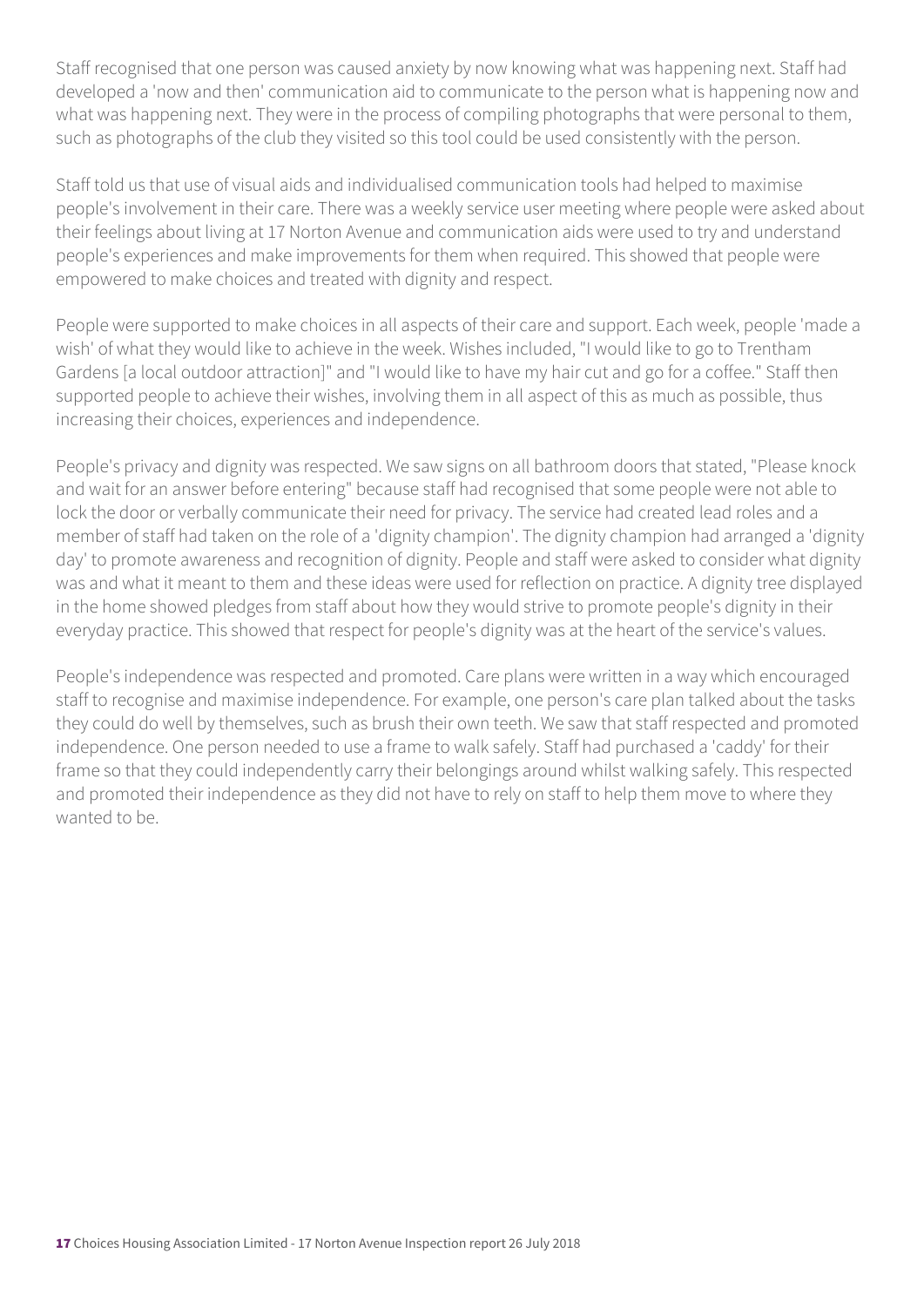Staff recognised that one person was caused anxiety by now knowing what was happening next. Staff had developed a 'now and then' communication aid to communicate to the person what is happening now and what was happening next. They were in the process of compiling photographs that were personal to them, such as photographs of the club they visited so this tool could be used consistently with the person.

Staff told us that use of visual aids and individualised communication tools had helped to maximise people's involvement in their care. There was a weekly service user meeting where people were asked about their feelings about living at 17 Norton Avenue and communication aids were used to try and understand people's experiences and make improvements for them when required. This showed that people were empowered to make choices and treated with dignity and respect.

People were supported to make choices in all aspects of their care and support. Each week, people 'made a wish' of what they would like to achieve in the week. Wishes included, "I would like to go to Trentham Gardens [a local outdoor attraction]" and "I would like to have my hair cut and go for a coffee." Staff then supported people to achieve their wishes, involving them in all aspect of this as much as possible, thus increasing their choices, experiences and independence.

People's privacy and dignity was respected. We saw signs on all bathroom doors that stated, "Please knock and wait for an answer before entering" because staff had recognised that some people were not able to lock the door or verbally communicate their need for privacy. The service had created lead roles and a member of staff had taken on the role of a 'dignity champion'. The dignity champion had arranged a 'dignity day' to promote awareness and recognition of dignity. People and staff were asked to consider what dignity was and what it meant to them and these ideas were used for reflection on practice. A dignity tree displayed in the home showed pledges from staff about how they would strive to promote people's dignity in their everyday practice. This showed that respect for people's dignity was at the heart of the service's values.

People's independence was respected and promoted. Care plans were written in a way which encouraged staff to recognise and maximise independence. For example, one person's care plan talked about the tasks they could do well by themselves, such as brush their own teeth. We saw that staff respected and promoted independence. One person needed to use a frame to walk safely. Staff had purchased a 'caddy' for their frame so that they could independently carry their belongings around whilst walking safely. This respected and promoted their independence as they did not have to rely on staff to help them move to where they wanted to be.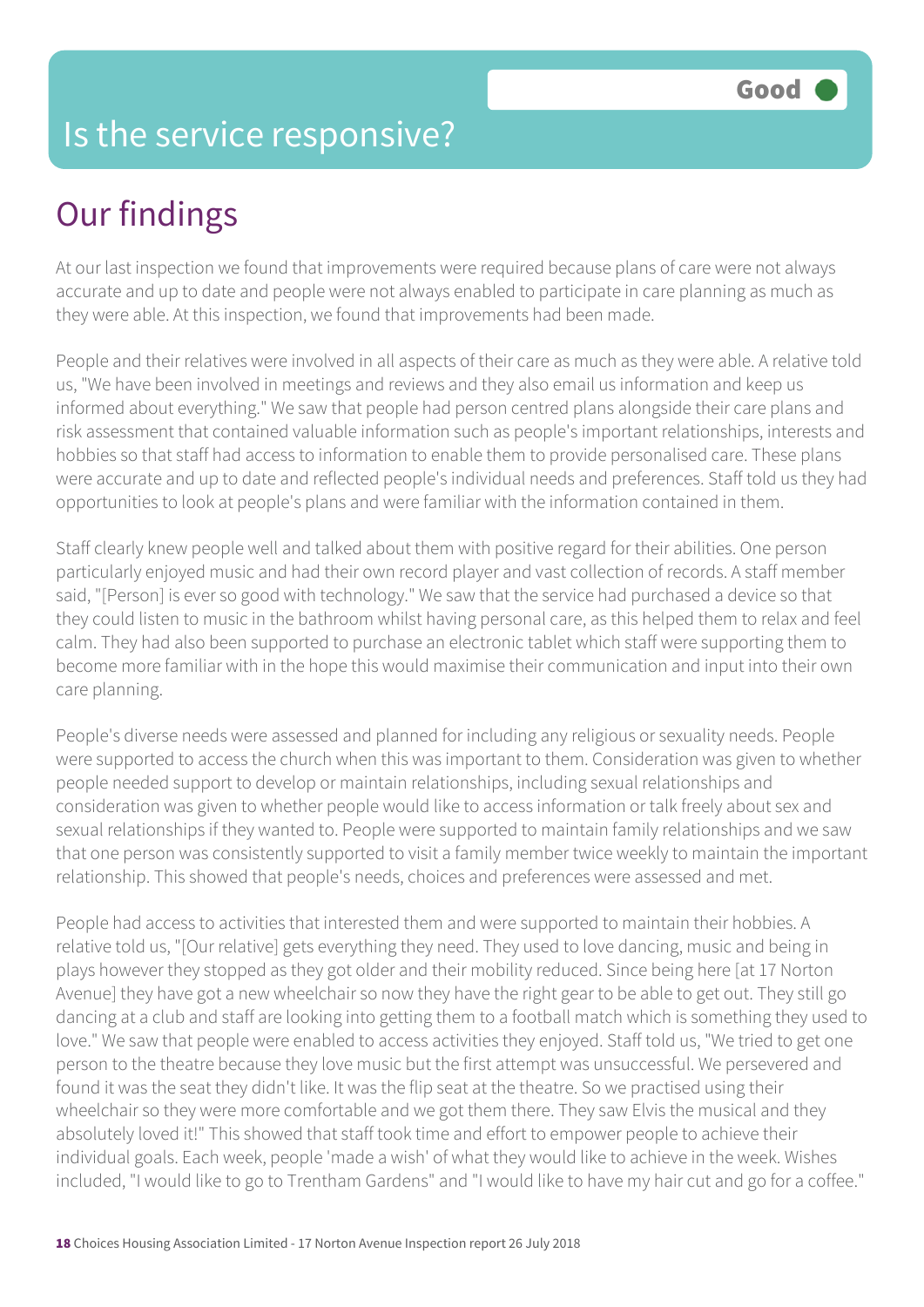# Is the service responsive?

Good

## Our findings

At our last inspection we found that improvements were required because plans of care were not always accurate and up to date and people were not always enabled to participate in care planning as much as they were able. At this inspection, we found that improvements had been made.

People and their relatives were involved in all aspects of their care as much as they were able. A relative told us, "We have been involved in meetings and reviews and they also email us information and keep us informed about everything." We saw that people had person centred plans alongside their care plans and risk assessment that contained valuable information such as people's important relationships, interests and hobbies so that staff had access to information to enable them to provide personalised care. These plans were accurate and up to date and reflected people's individual needs and preferences. Staff told us they had opportunities to look at people's plans and were familiar with the information contained in them.

Staff clearly knew people well and talked about them with positive regard for their abilities. One person particularly enjoyed music and had their own record player and vast collection of records. A staff member said, "[Person] is ever so good with technology." We saw that the service had purchased a device so that they could listen to music in the bathroom whilst having personal care, as this helped them to relax and feel calm. They had also been supported to purchase an electronic tablet which staff were supporting them to become more familiar with in the hope this would maximise their communication and input into their own care planning.

People's diverse needs were assessed and planned for including any religious or sexuality needs. People were supported to access the church when this was important to them. Consideration was given to whether people needed support to develop or maintain relationships, including sexual relationships and consideration was given to whether people would like to access information or talk freely about sex and sexual relationships if they wanted to. People were supported to maintain family relationships and we saw that one person was consistently supported to visit a family member twice weekly to maintain the important relationship. This showed that people's needs, choices and preferences were assessed and met.

People had access to activities that interested them and were supported to maintain their hobbies. A relative told us, "[Our relative] gets everything they need. They used to love dancing, music and being in plays however they stopped as they got older and their mobility reduced. Since being here [at 17 Norton Avenue] they have got a new wheelchair so now they have the right gear to be able to get out. They still go dancing at a club and staff are looking into getting them to a football match which is something they used to love." We saw that people were enabled to access activities they enjoyed. Staff told us, "We tried to get one person to the theatre because they love music but the first attempt was unsuccessful. We persevered and found it was the seat they didn't like. It was the flip seat at the theatre. So we practised using their wheelchair so they were more comfortable and we got them there. They saw Elvis the musical and they absolutely loved it!" This showed that staff took time and effort to empower people to achieve their individual goals. Each week, people 'made a wish' of what they would like to achieve in the week. Wishes included, "I would like to go to Trentham Gardens" and "I would like to have my hair cut and go for a coffee."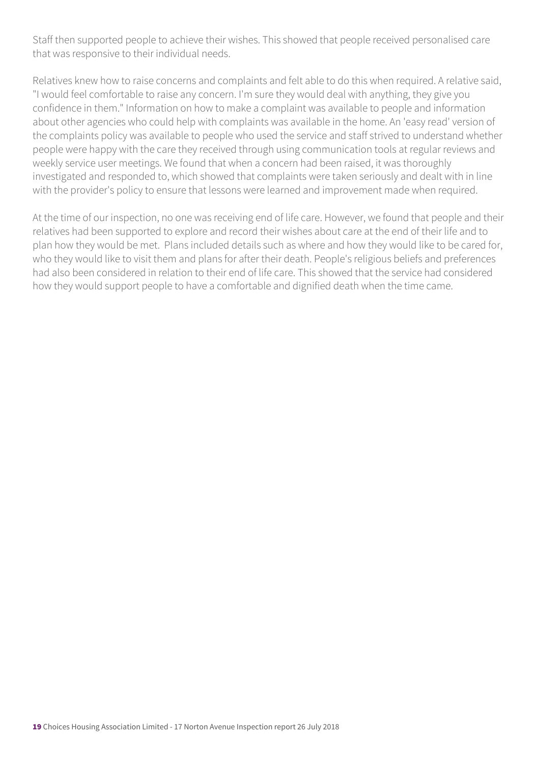Staff then supported people to achieve their wishes. This showed that people received personalised care that was responsive to their individual needs.

Relatives knew how to raise concerns and complaints and felt able to do this when required. A relative said, "I would feel comfortable to raise any concern. I'm sure they would deal with anything, they give you confidence in them." Information on how to make a complaint was available to people and information about other agencies who could help with complaints was available in the home. An 'easy read' version of the complaints policy was available to people who used the service and staff strived to understand whether people were happy with the care they received through using communication tools at regular reviews and weekly service user meetings. We found that when a concern had been raised, it was thoroughly investigated and responded to, which showed that complaints were taken seriously and dealt with in line with the provider's policy to ensure that lessons were learned and improvement made when required.

At the time of our inspection, no one was receiving end of life care. However, we found that people and their relatives had been supported to explore and record their wishes about care at the end of their life and to plan how they would be met. Plans included details such as where and how they would like to be cared for, who they would like to visit them and plans for after their death. People's religious beliefs and preferences had also been considered in relation to their end of life care. This showed that the service had considered how they would support people to have a comfortable and dignified death when the time came.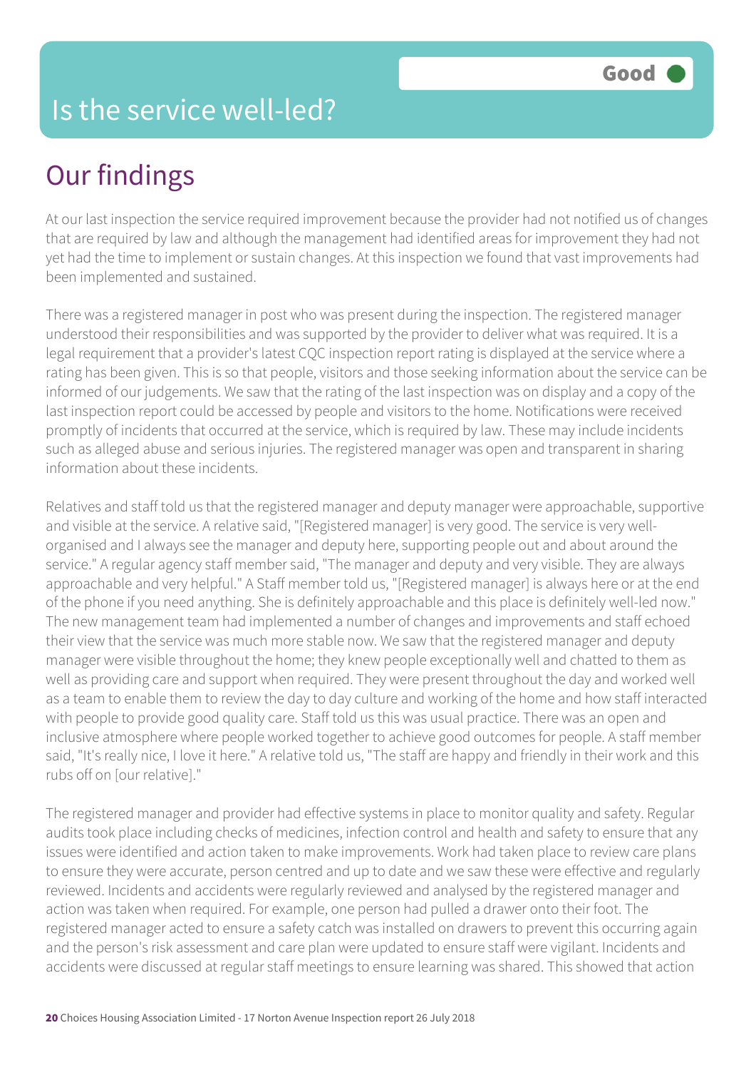# Is the service well-led?

**Good**

## Our findings

At our last inspection the service required improvement because the provider had not notified us of changes that are required by law and although the management had identified areas for improvement they had not yet had the time to implement or sustain changes. At this inspection we found that vast improvements had been implemented and sustained.

There was a registered manager in post who was present during the inspection. The registered manager understood their responsibilities and was supported by the provider to deliver what was required. It is a legal requirement that a provider's latest CQC inspection report rating is displayed at the service where a rating has been given. This is so that people, visitors and those seeking information about the service can be informed of our judgements. We saw that the rating of the last inspection was on display and a copy of the last inspection report could be accessed by people and visitors to the home. Notifications were received promptly of incidents that occurred at the service, which is required by law. These may include incidents such as alleged abuse and serious injuries. The registered manager was open and transparent in sharing information about these incidents.

Relatives and staff told us that the registered manager and deputy manager were approachable, supportive and visible at the service. A relative said, "[Registered manager] is very good. The service is very well-organised and I always see the manager and deputy here, supporting people out and about around the service." A regular agency staff member said, "The manager and deputy and very visible. They are always approachable and very helpful." A Staff member told us, "[Registered manager] is always here or at the end of the phone if you need anything. She is definitely approachable and this place is definitely well-led now." The new management team had implemented a number of changes and improvements and staff echoed their view that the service was much more stable now. We saw that the registered manager and deputy manager were visible throughout the home; they knew people exceptionally well and chatted to them as well as providing care and support when required. They were present throughout the day and worked well as a team to enable them to review the day to day culture and working of the home and how staff interacted with people to provide good quality care. Staff told us this was usual practice. There was an open and inclusive atmosphere where people worked together to achieve good outcomes for people. A staff member said, "It's really nice, I love it here." A relative told us, "The staff are happy and friendly in their work and this rubs off on [our relative]."

The registered manager and provider had effective systems in place to monitor quality and safety. Regular audits took place including checks of medicines, infection control and health and safety to ensure that any issues were identified and action taken to make improvements. Work had taken place to review care plans to ensure they were accurate, person centred and up to date and we saw these were effective and regularly reviewed. Incidents and accidents were regularly reviewed and analysed by the registered manager and action was taken when required. For example, one person had pulled a drawer onto their foot. The registered manager acted to ensure a safety catch was installed on drawers to prevent this occurring again and the person's risk assessment and care plan were updated to ensure staff were vigilant. Incidents and accidents were discussed at regular staff meetings to ensure learning was shared. This showed that action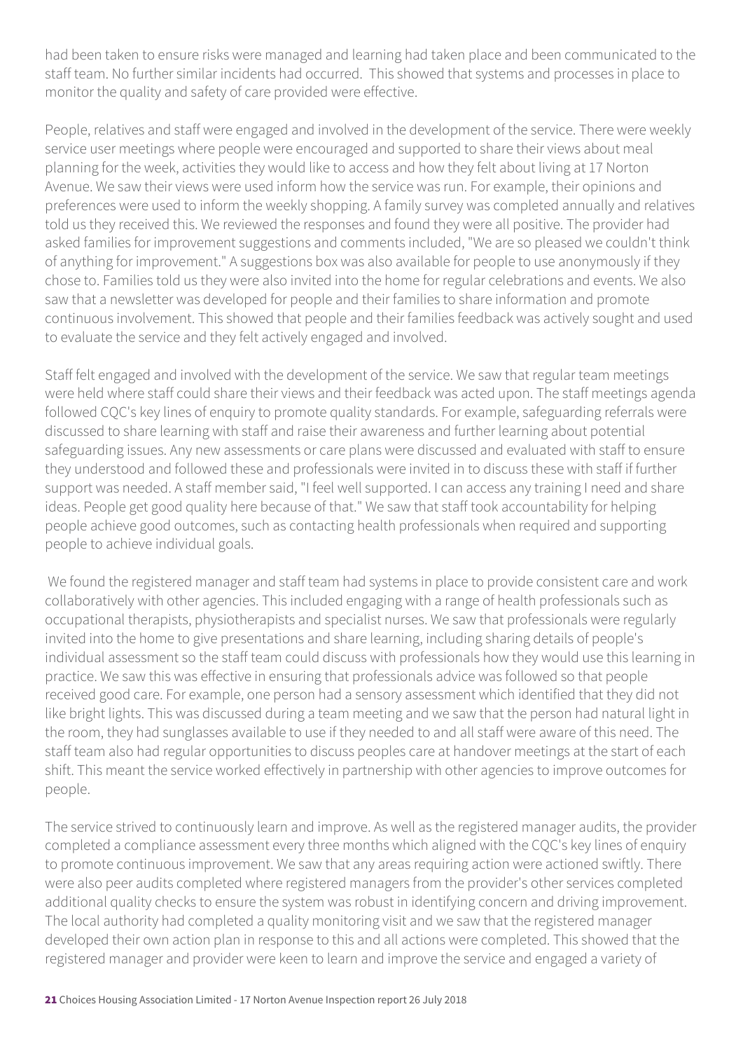had been taken to ensure risks were managed and learning had taken place and been communicated to the staff team. No further similar incidents had occurred. This showed that systems and processes in place to monitor the quality and safety of care provided were effective.

People, relatives and staff were engaged and involved in the development of the service. There were weekly service user meetings where people were encouraged and supported to share their views about meal planning for the week, activities they would like to access and how they felt about living at 17 Norton Avenue. We saw their views were used inform how the service was run. For example, their opinions and preferences were used to inform the weekly shopping. A family survey was completed annually and relatives told us they received this. We reviewed the responses and found they were all positive. The provider had asked families for improvement suggestions and comments included, "We are so pleased we couldn't think of anything for improvement." A suggestions box was also available for people to use anonymously if they chose to. Families told us they were also invited into the home for regular celebrations and events. We also saw that a newsletter was developed for people and their families to share information and promote continuous involvement. This showed that people and their families feedback was actively sought and used to evaluate the service and they felt actively engaged and involved.

Staff felt engaged and involved with the development of the service. We saw that regular team meetings were held where staff could share their views and their feedback was acted upon. The staff meetings agenda followed CQC's key lines of enquiry to promote quality standards. For example, safeguarding referrals were discussed to share learning with staff and raise their awareness and further learning about potential safeguarding issues. Any new assessments or care plans were discussed and evaluated with staff to ensure they understood and followed these and professionals were invited in to discuss these with staff if further support was needed. A staff member said, "I feel well supported. I can access any training I need and share ideas. People get good quality here because of that." We saw that staff took accountability for helping people achieve good outcomes, such as contacting health professionals when required and supporting people to achieve individual goals.

We found the registered manager and staff team had systems in place to provide consistent care and work collaboratively with other agencies. This included engaging with a range of health professionals such as occupational therapists, physiotherapists and specialist nurses. We saw that professionals were regularly invited into the home to give presentations and share learning, including sharing details of people's individual assessment so the staff team could discuss with professionals how they would use this learning in practice. We saw this was effective in ensuring that professionals advice was followed so that people received good care. For example, one person had a sensory assessment which identified that they did not like bright lights. This was discussed during a team meeting and we saw that the person had natural light in the room, they had sunglasses available to use if they needed to and all staff were aware of this need. The staff team also had regular opportunities to discuss peoples care at handover meetings at the start of each shift. This meant the service worked effectively in partnership with other agencies to improve outcomes for people.

The service strived to continuously learn and improve. As well as the registered manager audits, the provider completed a compliance assessment every three months which aligned with the CQC's key lines of enquiry to promote continuous improvement. We saw that any areas requiring action were actioned swiftly. There were also peer audits completed where registered managers from the provider's other services completed additional quality checks to ensure the system was robust in identifying concern and driving improvement. The local authority had completed a quality monitoring visit and we saw that the registered manager developed their own action plan in response to this and all actions were completed. This showed that the registered manager and provider were keen to learn and improve the service and engaged a variety of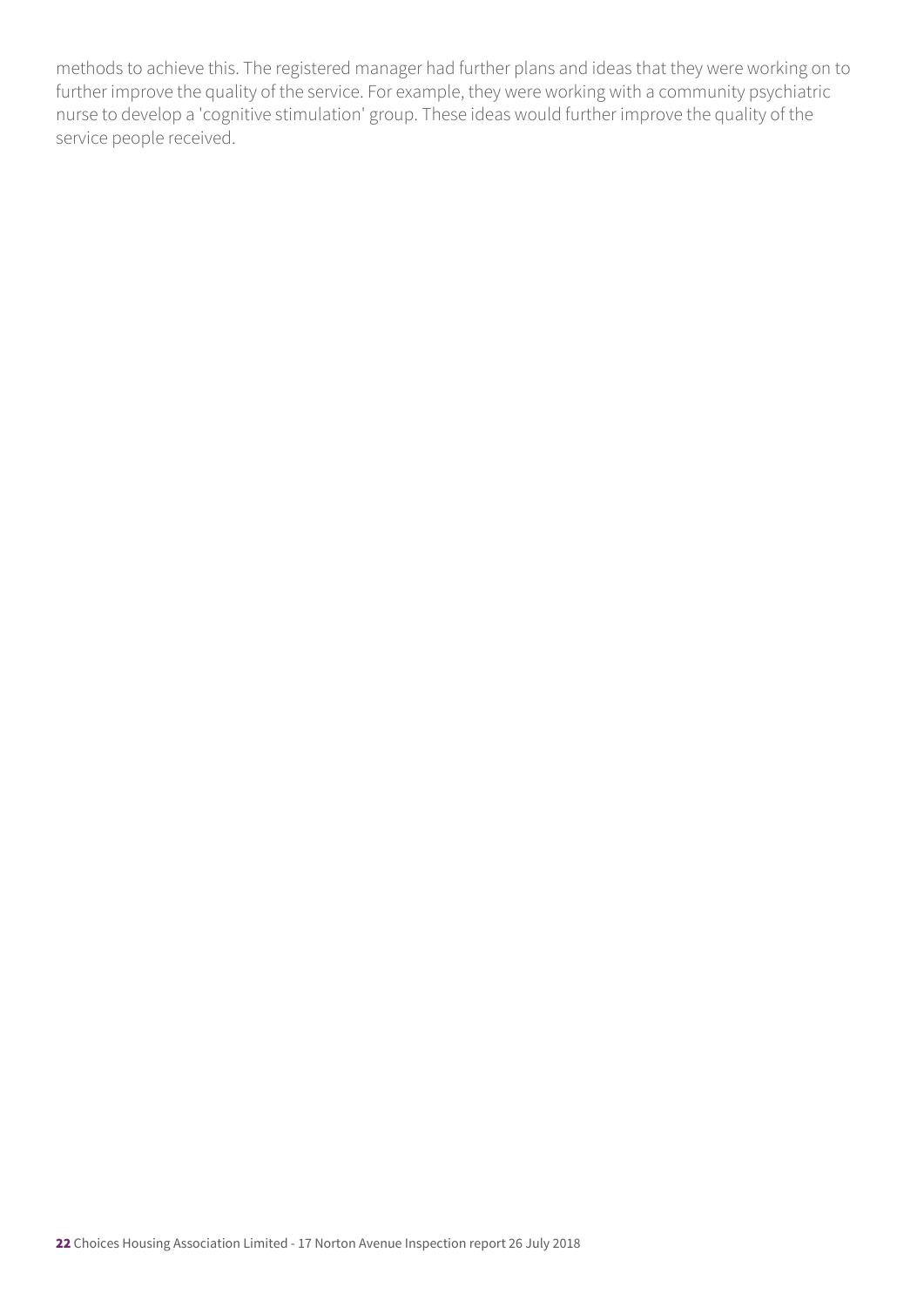methods to achieve this. The registered manager had further plans and ideas that they were working on to further improve the quality of the service. For example, they were working with a community psychiatric nurse to develop a 'cognitive stimulation' group. These ideas would further improve the quality of the service people received.